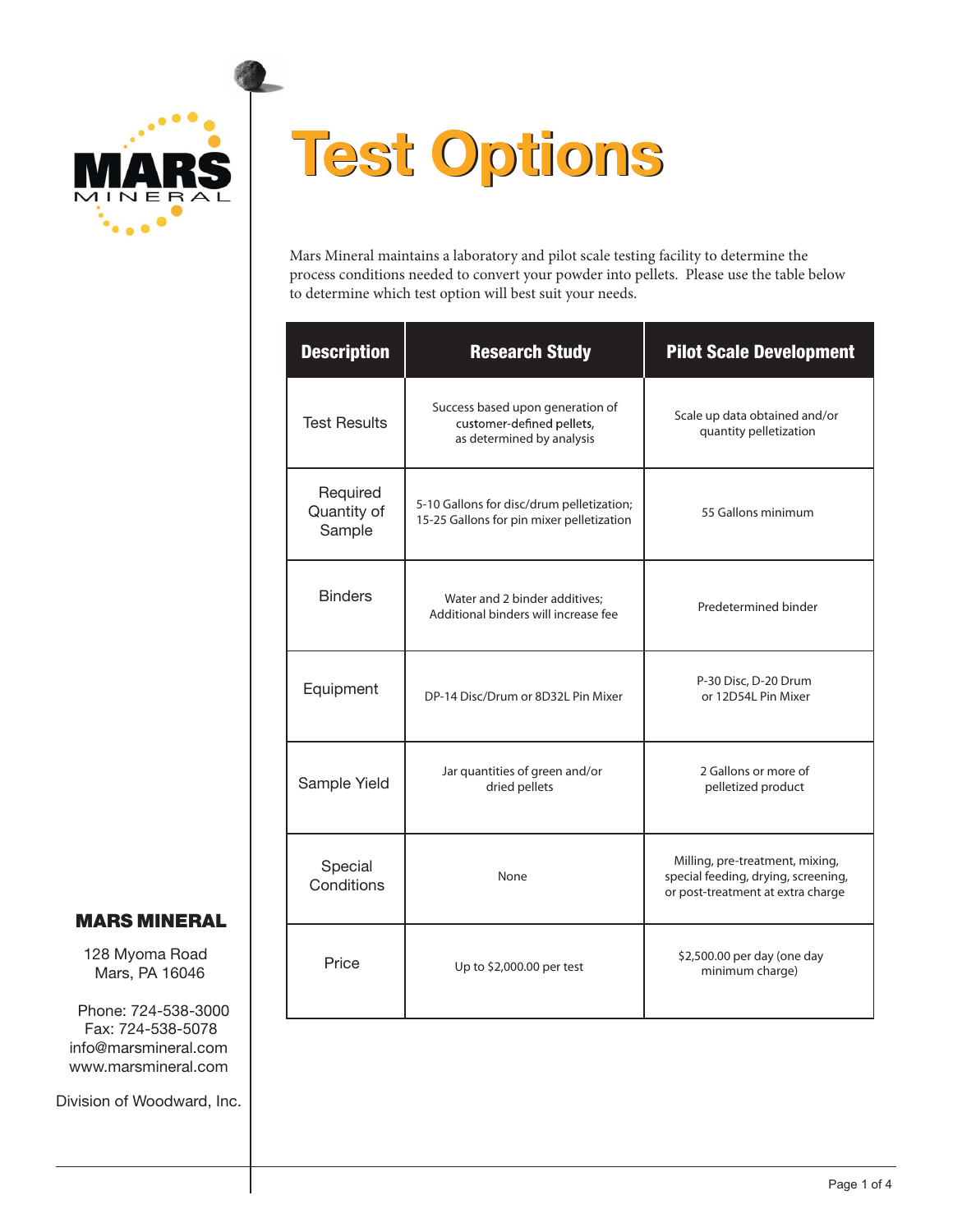# Test Options

Mars Mineral maintains a laboratory and pilot scale testing facility to determine the process conditions needed to convert your powder into pellets. Please use the table below to determine which test option will best suit your needs.

| Description | Research Study | Pilot Scale Development |
| --- | --- | --- |
| Test Results | Success based upon generation of customer-defined pellets, as determined by analysis | Scale up data obtained and/or quantity pelletization |
| Required Quantity of Sample | 5-10 Gallons for disc/drum pelletization; 15-25 Gallons for pin mixer pelletization | 55 Gallons minimum |
| Binders | Water and 2 binder additives; Additional binders will increase fee | Predetermined binder |
| Equipment | DP-14 Disc/Drum or 8D32L Pin Mixer | P-30 Disc, D-20 Drum or 12D54L Pin Mixer |
| Sample Yield | Jar quantities of green and/or dried pellets | 2 Gallons or more of pelletized product |
| Special Conditions | None | Milling, pre-treatment, mixing, special feeding, drying, screening, or post-treatment at extra charge |
| Price | Up to $2,000.00 per test | $2,500.00 per day (one day minimum charge) |

**MARS MINERAL**

128 Myoma Road
Mars, PA 16046

Phone: 724-538-3000
Fax: 724-538-5078
info@marsmineral.com
www.marsmineral.com

Division of Woodward, Inc.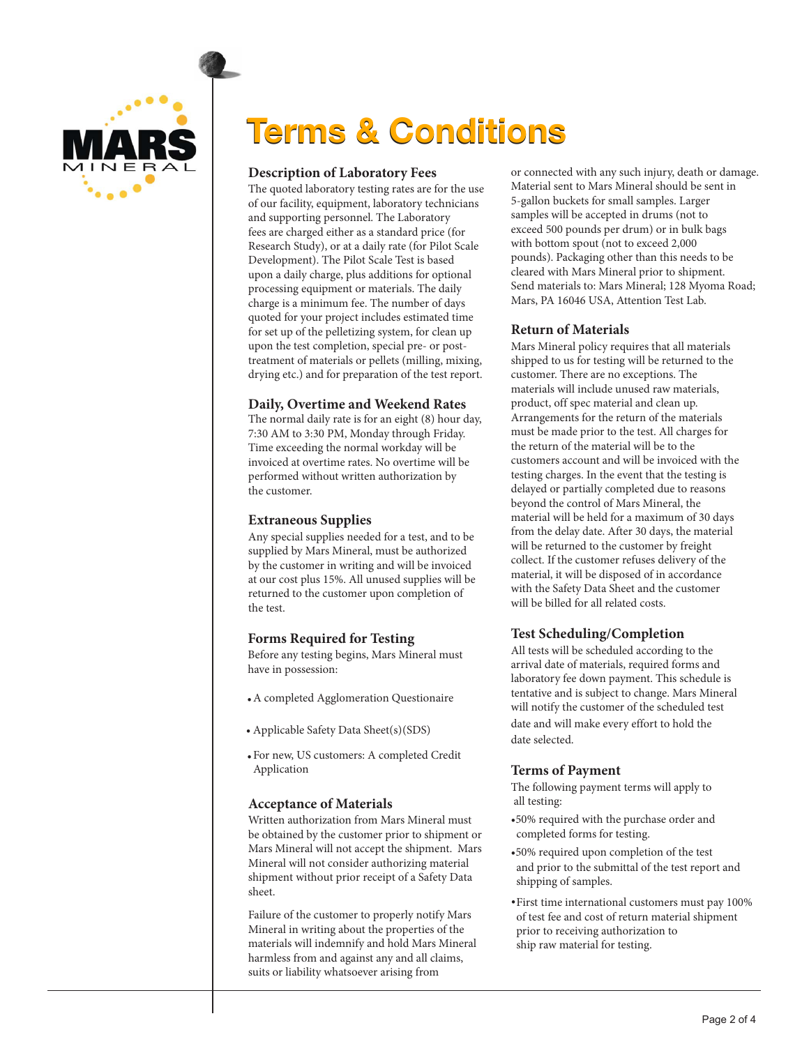# Terms & Conditions

## Description of Laboratory Fees

The quoted laboratory testing rates are for the use of our facility, equipment, laboratory technicians and supporting personnel. The Laboratory fees are charged either as a standard price (for Research Study), or at a daily rate (for Pilot Scale Development). The Pilot Scale Test is based upon a daily charge, plus additions for optional processing equipment or materials. The daily charge is a minimum fee. The number of days quoted for your project includes estimated time for set up of the pelletizing system, for clean up upon the test completion, special pre- or post-treatment of materials or pellets (milling, mixing, drying etc.) and for preparation of the test report.

## Daily, Overtime and Weekend Rates

The normal daily rate is for an eight (8) hour day, 7:30 AM to 3:30 PM, Monday through Friday. Time exceeding the normal workday will be invoiced at overtime rates. No overtime will be performed without written authorization by the customer.

## Extraneous Supplies

Any special supplies needed for a test, and to be supplied by Mars Mineral, must be authorized by the customer in writing and will be invoiced at our cost plus 15%. All unused supplies will be returned to the customer upon completion of the test.

## Forms Required for Testing

Before any testing begins, Mars Mineral must have in possession:

- A completed Agglomeration Questionaire
- Applicable Safety Data Sheet(s)(SDS)
- For new, US customers: A completed Credit Application

## Acceptance of Materials

Written authorization from Mars Mineral must be obtained by the customer prior to shipment or Mars Mineral will not accept the shipment. Mars Mineral will not consider authorizing material shipment without prior receipt of a Safety Data sheet.

Failure of the customer to properly notify Mars Mineral in writing about the properties of the materials will indemnify and hold Mars Mineral harmless from and against any and all claims, suits or liability whatsoever arising from or connected with any such injury, death or damage. Material sent to Mars Mineral should be sent in 5-gallon buckets for small samples. Larger samples will be accepted in drums (not to exceed 500 pounds per drum) or in bulk bags with bottom spout (not to exceed 2,000 pounds). Packaging other than this needs to be cleared with Mars Mineral prior to shipment. Send materials to: Mars Mineral; 128 Myoma Road; Mars, PA 16046 USA, Attention Test Lab.

## Return of Materials

Mars Mineral policy requires that all materials shipped to us for testing will be returned to the customer. There are no exceptions. The materials will include unused raw materials, product, off spec material and clean up. Arrangements for the return of the materials must be made prior to the test. All charges for the return of the material will be to the customers account and will be invoiced with the testing charges. In the event that the testing is delayed or partially completed due to reasons beyond the control of Mars Mineral, the material will be held for a maximum of 30 days from the delay date. After 30 days, the material will be returned to the customer by freight collect. If the customer refuses delivery of the material, it will be disposed of in accordance with the Safety Data Sheet and the customer will be billed for all related costs.

## Test Scheduling/Completion

All tests will be scheduled according to the arrival date of materials, required forms and laboratory fee down payment. This schedule is tentative and is subject to change. Mars Mineral will notify the customer of the scheduled test date and will make every effort to hold the date selected.

## Terms of Payment

The following payment terms will apply to all testing:

- 50% required with the purchase order and completed forms for testing.
- 50% required upon completion of the test and prior to the submittal of the test report and shipping of samples.
- First time international customers must pay 100% of test fee and cost of return material shipment prior to receiving authorization to ship raw material for testing.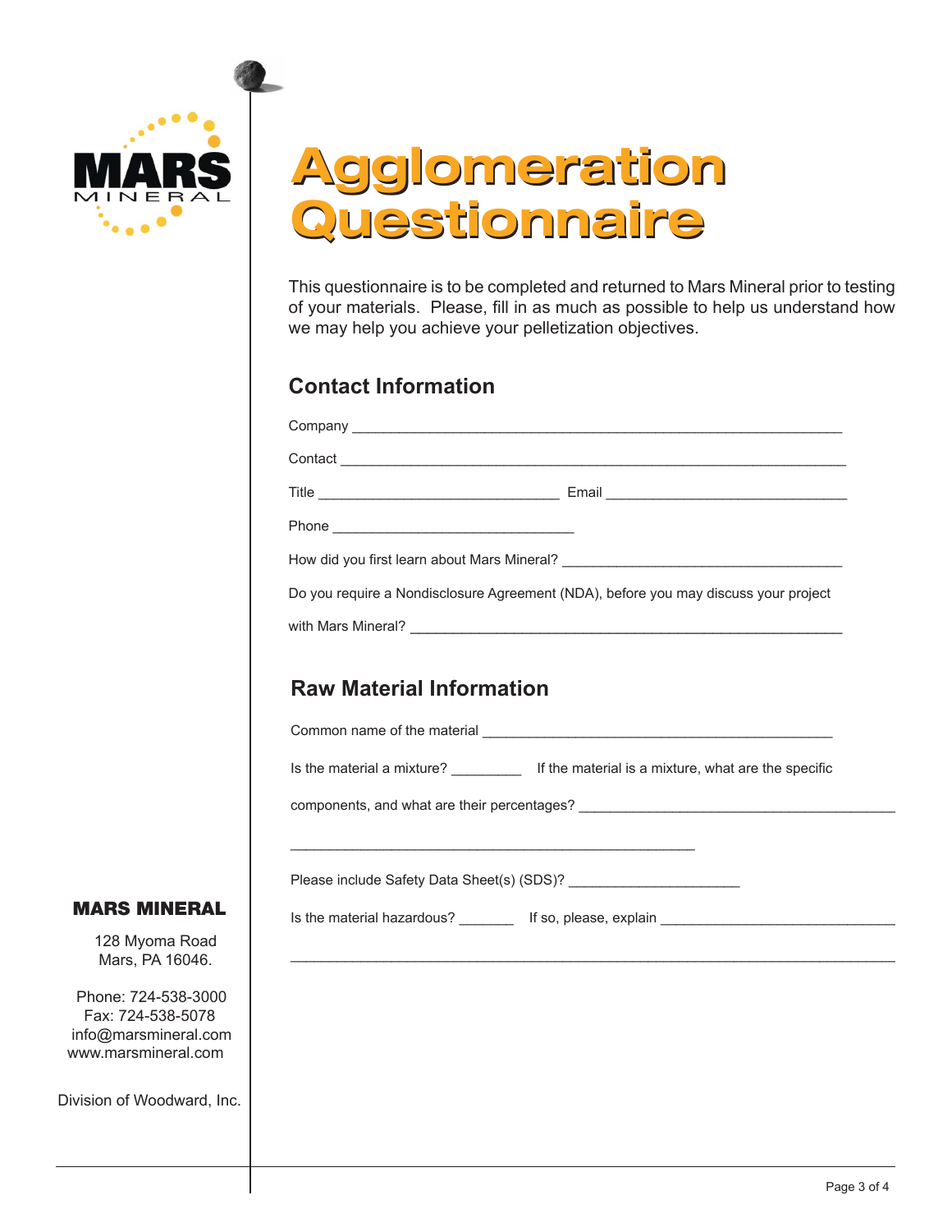# Agglomeration Questionnaire

This questionnaire is to be completed and returned to Mars Mineral prior to testing of your materials. Please, fill in as much as possible to help us understand how we may help you achieve your pelletization objectives.

## Contact Information

Company _______________________________________________________________

Contact ________________________________________________________________

Title ______________________________ Email ______________________________

Phone ______________________________

How did you first learn about Mars Mineral? ____________________________________

Do you require a Nondisclosure Agreement (NDA), before you may discuss your project with Mars Mineral? ________________________________________________________

## Raw Material Information

Common name of the material _____________________________________________

Is the material a mixture? _________ If the material is a mixture, what are the specific components, and what are their percentages? ________________________________________

____________________________________________________

Please include Safety Data Sheet(s) (SDS)? _____________________

Is the material hazardous? _______ If so, please, explain ______________________________

_____________________________________________________________________________

**MARS MINERAL**

128 Myoma Road
Mars, PA 16046.

Phone: 724-538-3000
Fax: 724-538-5078
info@marsmineral.com
www.marsmineral.com

Division of Woodward, Inc.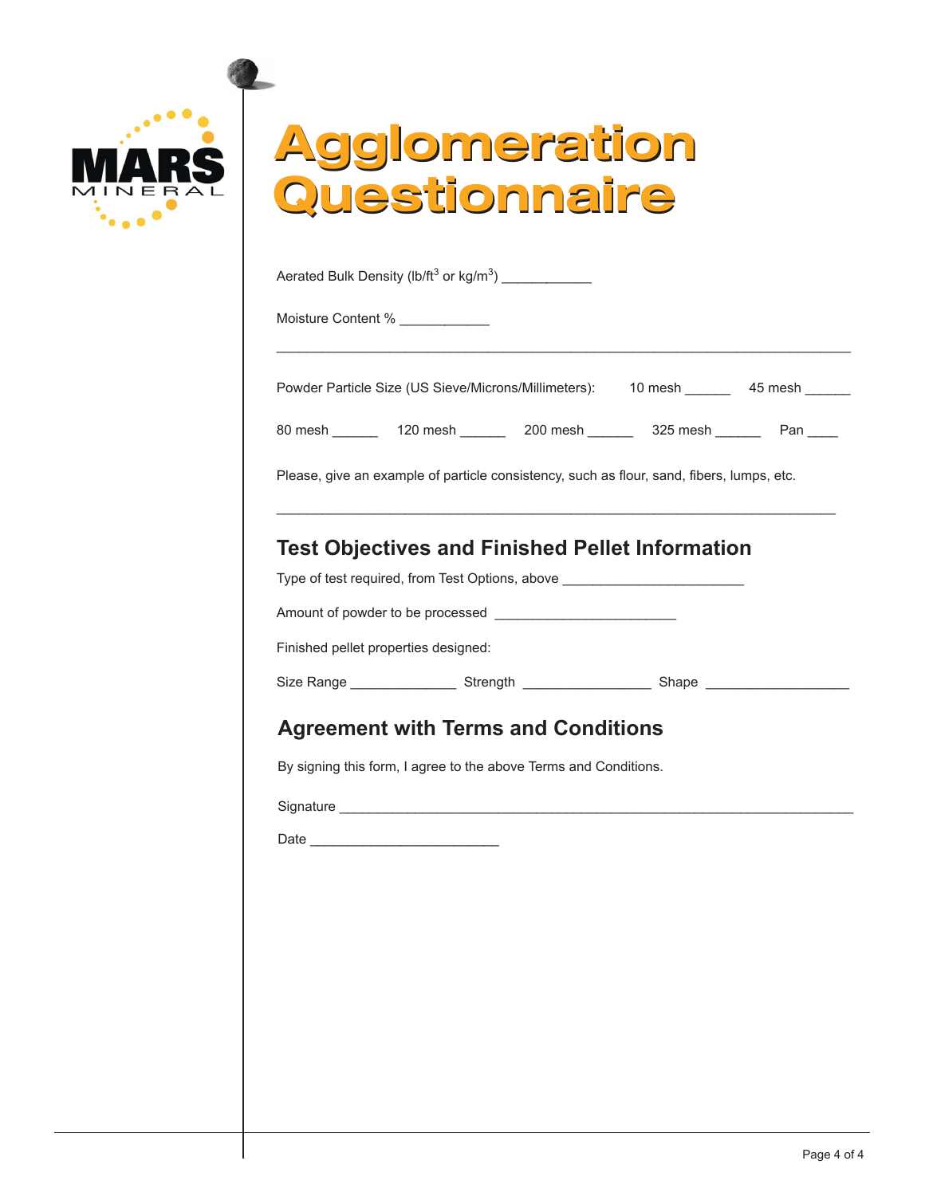# Agglomeration Questionnaire

Aerated Bulk Density (lb/ft$^3$ or kg/m$^3$) ____________

Moisture Content % ____________

---

Powder Particle Size (US Sieve/Microns/Millimeters): 10 mesh ______ 45 mesh ______

80 mesh ______ 120 mesh ______ 200 mesh ______ 325 mesh ______ Pan ____

Please, give an example of particle consistency, such as flour, sand, fibers, lumps, etc.

______________________________________________________________________________

## Test Objectives and Finished Pellet Information

Type of test required, from Test Options, above ________________________

Amount of powder to be processed ________________________

Finished pellet properties designed:

Size Range ______________ Strength _________________ Shape ___________________

## Agreement with Terms and Conditions

By signing this form, I agree to the above Terms and Conditions.

Signature ____________________________________________________________________

Date _________________________